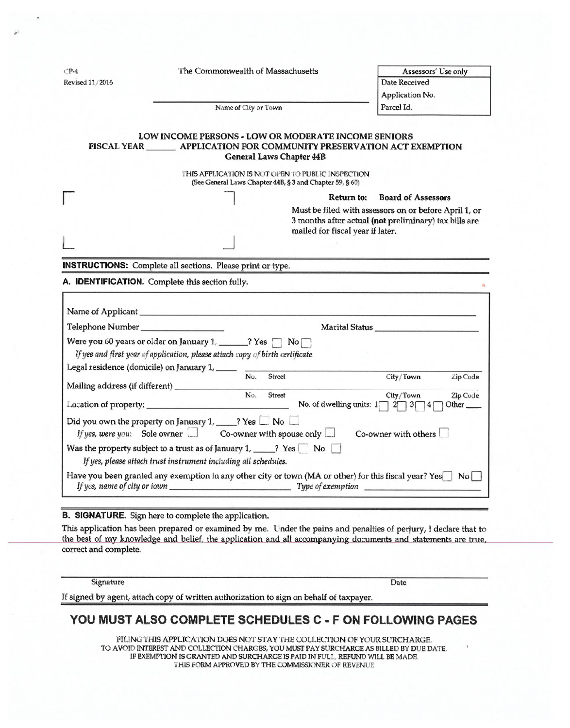CP-4
Revised 11/2016

The Commonwealth of Massachusetts

| Assessors' Use only |
|---|
| Date Received |
| Application No. |
| Parcel Id. |

\_\_\_\_\_\_\_\_\_\_\_\_\_\_\_\_\_\_\_\_\_\_\_\_\_\_\_\_\_\_\_\_
Name of City or Town

## LOW INCOME PERSONS - LOW OR MODERATE INCOME SENIORS
## FISCAL YEAR \_\_\_\_\_\_ APPLICATION FOR COMMUNITY PRESERVATION ACT EXEMPTION
### General Laws Chapter 44B

THIS APPLICATION IS NOT OPEN TO PUBLIC INSPECTION
(See General Laws Chapter 44B, § 3 and Chapter 59, § 60)

**Return to:** **Board of Assessors**

Must be filed with assessors on or before April 1, or 3 months after actual (**not** preliminary) tax bills are mailed for fiscal year if later.

**INSTRUCTIONS:** Complete all sections. Please print or type.

**A. IDENTIFICATION.** Complete this section fully.

Name of Applicant \_\_\_\_\_\_\_\_\_\_\_\_\_\_\_\_\_\_\_\_\_\_\_\_\_\_\_\_\_\_\_\_

Telephone Number \_\_\_\_\_\_\_\_\_\_\_\_\_\_\_\_ Marital Status \_\_\_\_\_\_\_\_\_\_\_\_\_\_\_\_

Were you 60 years or older on January 1, \_\_\_\_\_\_? Yes ☐ No ☐
*If yes and first year of application, please attach copy of birth certificate.*

Legal residence (domicile) on January 1, \_\_\_\_\_ \_\_\_\_\_\_\_\_\_\_\_\_\_\_\_\_\_\_\_\_\_\_\_\_\_\_\_\_\_\_\_\_
No. Street City/Town Zip Code

Mailing address (if different) \_\_\_\_\_\_\_\_\_\_\_\_\_\_\_\_\_\_\_\_\_\_\_\_\_\_\_\_\_\_\_\_
No. Street City/Town Zip Code

Location of property: \_\_\_\_\_\_\_\_\_\_\_\_\_\_\_\_ No. of dwelling units: 1☐ 2☐ 3☐ 4☐ Other \_\_\_\_

Did you own the property on January 1, \_\_\_\_\_? Yes ☐ No ☐
*If yes, were you:* Sole owner ☐ Co-owner with spouse only ☐ Co-owner with others ☐

Was the property subject to a trust as of January 1, \_\_\_\_\_? Yes ☐ No ☐
*If yes, please attach trust instrument including all schedules.*

Have you been granted any exemption in any other city or town (MA or other) for this fiscal year? Yes☐ No☐
*If yes, name of city or town* \_\_\_\_\_\_\_\_\_\_\_\_\_\_\_\_ *Type of exemption* \_\_\_\_\_\_\_\_\_\_\_\_\_\_\_\_

**B. SIGNATURE.** Sign here to complete the application.

This application has been prepared or examined by me. Under the pains and penalties of perjury, I declare that to the best of my knowledge and belief, the application and all accompanying documents and statements are true, correct and complete.

\_\_\_\_\_\_\_\_\_\_\_\_\_\_\_\_\_\_\_\_\_\_\_\_\_\_\_\_\_\_\_\_\_\_\_\_\_\_\_\_\_\_\_\_
Signature Date

If signed by agent, attach copy of written authorization to sign on behalf of taxpayer.

## YOU MUST ALSO COMPLETE SCHEDULES C - F ON FOLLOWING PAGES

FILING THIS APPLICATION DOES NOT STAY THE COLLECTION OF YOUR SURCHARGE.
TO AVOID INTEREST AND COLLECTION CHARGES, YOU MUST PAY SURCHARGE AS BILLED BY DUE DATE.
IF EXEMPTION IS GRANTED AND SURCHARGE IS PAID IN FULL, REFUND WILL BE MADE.
THIS FORM APPROVED BY THE COMMISSIONER OF REVENUE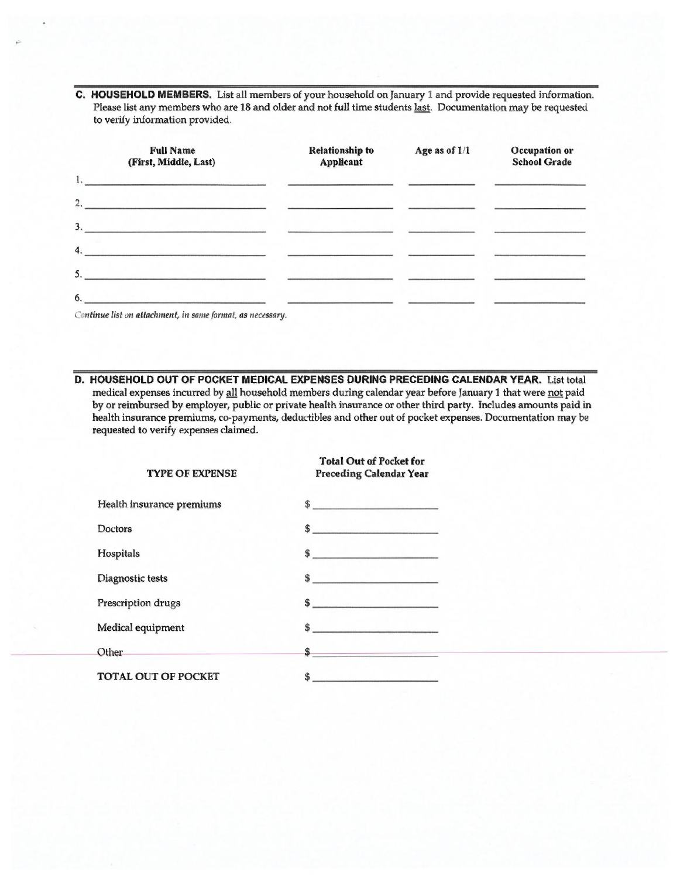## C. HOUSEHOLD MEMBERS.

List all members of your household on January 1 and provide requested information. Please list any members who are 18 and older and not full time students last. Documentation may be requested to verify information provided.

| | Full Name (First, Middle, Last) | Relationship to Applicant | Age as of 1/1 | Occupation or School Grade |
|---|---|---|---|---|
| 1. | | | | |
| 2. | | | | |
| 3. | | | | |
| 4. | | | | |
| 5. | | | | |
| 6. | | | | |

*Continue list on attachment, in same format, as necessary.*

## D. HOUSEHOLD OUT OF POCKET MEDICAL EXPENSES DURING PRECEDING CALENDAR YEAR.

List total medical expenses incurred by all household members during calendar year before January 1 that were not paid by or reimbursed by employer, public or private health insurance or other third party. Includes amounts paid in health insurance premiums, co-payments, deductibles and other out of pocket expenses. Documentation may be requested to verify expenses claimed.

| TYPE OF EXPENSE | Total Out of Pocket for Preceding Calendar Year |
|---|---|
| Health insurance premiums | $ |
| Doctors | $ |
| Hospitals | $ |
| Diagnostic tests | $ |
| Prescription drugs | $ |
| Medical equipment | $ |
| Other | $ |
| **TOTAL OUT OF POCKET** | $ |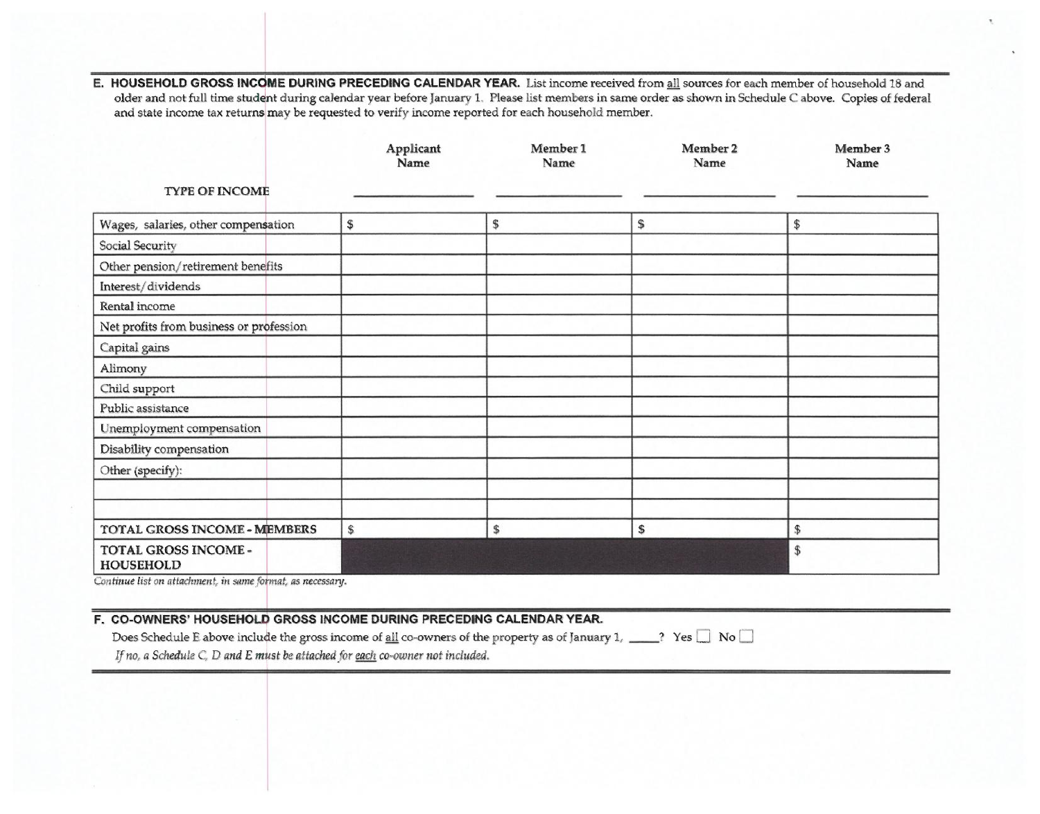## E. HOUSEHOLD GROSS INCOME DURING PRECEDING CALENDAR YEAR.

List income received from all sources for each member of household 18 and older and not full time student during calendar year before January 1. Please list members in same order as shown in Schedule C above. Copies of federal and state income tax returns may be requested to verify income reported for each household member.

| TYPE OF INCOME | Applicant Name ________ | Member 1 Name ________ | Member 2 Name ________ | Member 3 Name ________ |
|---|---|---|---|---|
| Wages, salaries, other compensation | $ | $ | $ | $ |
| Social Security | | | | |
| Other pension/retirement benefits | | | | |
| Interest/dividends | | | | |
| Rental income | | | | |
| Net profits from business or profession | | | | |
| Capital gains | | | | |
| Alimony | | | | |
| Child support | | | | |
| Public assistance | | | | |
| Unemployment compensation | | | | |
| Disability compensation | | | | |
| Other (specify): | | | | |
| | | | | |
| | | | | |
| TOTAL GROSS INCOME - MEMBERS | $ | $ | $ | $ |
| TOTAL GROSS INCOME - HOUSEHOLD | | | | $ |

*Continue list on attachment, in same format, as necessary.*

## F. CO-OWNERS' HOUSEHOLD GROSS INCOME DURING PRECEDING CALENDAR YEAR.

Does Schedule E above include the gross income of all co-owners of the property as of January 1, _____? Yes ☐ No ☐

*If no, a Schedule C, D and E must be attached for each co-owner not included.*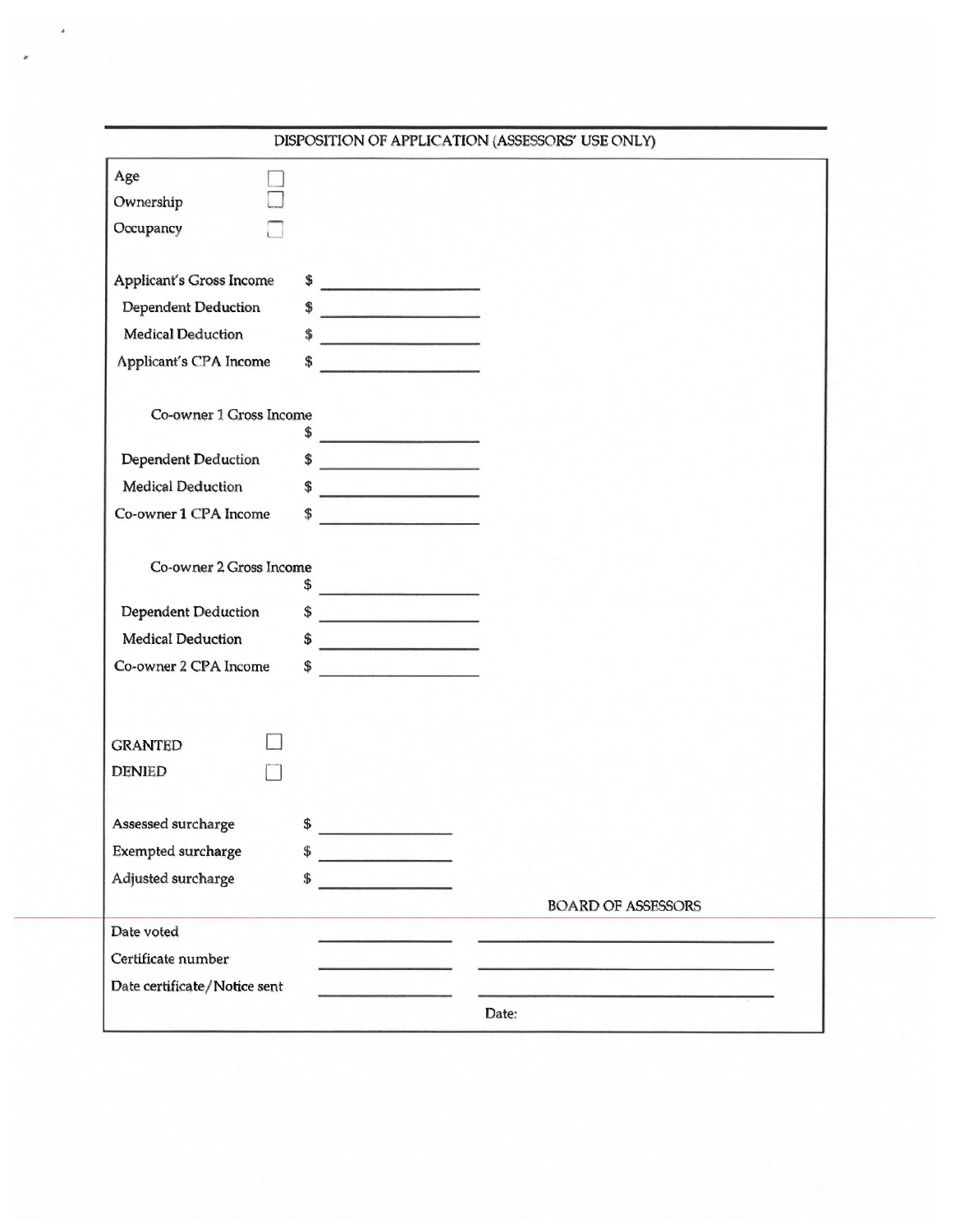## DISPOSITION OF APPLICATION (ASSESSORS' USE ONLY)

Age ☐

Ownership ☐

Occupancy ☐

Applicant's Gross Income $ ____________

Dependent Deduction $ ____________

Medical Deduction $ ____________

Applicant's CPA Income $ ____________

Co-owner 1 Gross Income $ ____________

Dependent Deduction $ ____________

Medical Deduction $ ____________

Co-owner 1 CPA Income $ ____________

Co-owner 2 Gross Income $ ____________

Dependent Deduction $ ____________

Medical Deduction $ ____________

Co-owner 2 CPA Income $ ____________

GRANTED ☐

DENIED ☐

Assessed surcharge $ ____________

Exempted surcharge $ ____________

Adjusted surcharge $ ____________

BOARD OF ASSESSORS

Date voted ____________ ______________________

Certificate number ____________ ______________________

Date certificate/Notice sent ____________ ______________________

Date: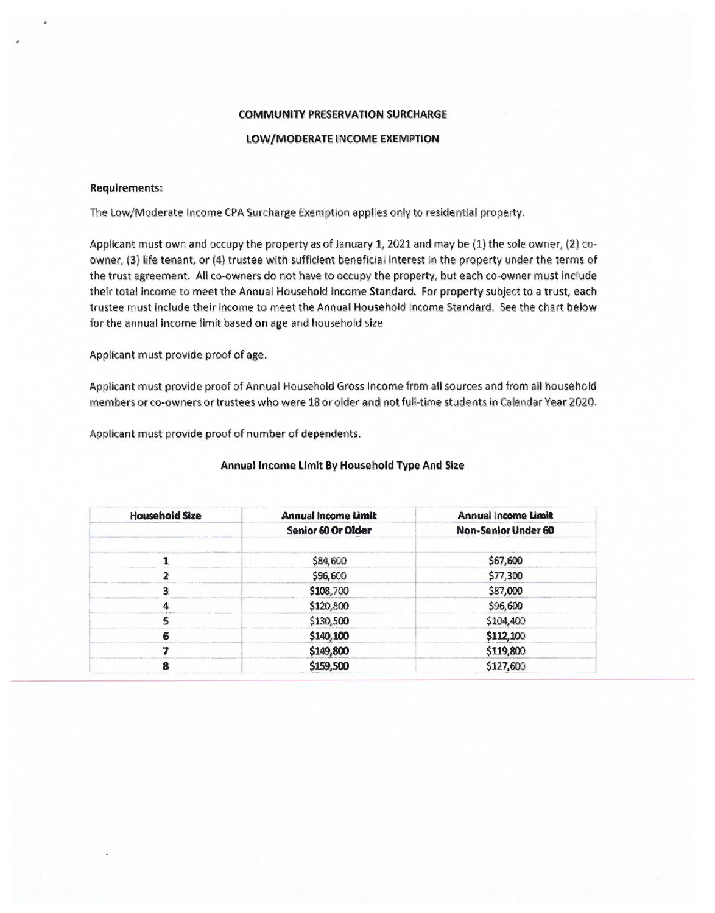## COMMUNITY PRESERVATION SURCHARGE

### LOW/MODERATE INCOME EXEMPTION

**Requirements:**

The Low/Moderate Income CPA Surcharge Exemption applies only to residential property.

Applicant must own and occupy the property as of January 1, 2021 and may be (1) the sole owner, (2) co-owner, (3) life tenant, or (4) trustee with sufficient beneficial interest in the property under the terms of the trust agreement. All co-owners do not have to occupy the property, but each co-owner must include their total income to meet the Annual Household Income Standard. For property subject to a trust, each trustee must include their income to meet the Annual Household Income Standard. See the chart below for the annual income limit based on age and household size

Applicant must provide proof of age.

Applicant must provide proof of Annual Household Gross Income from all sources and from all household members or co-owners or trustees who were 18 or older and not full-time students in Calendar Year 2020.

Applicant must provide proof of number of dependents.

**Annual Income Limit By Household Type And Size**

| Household Size | Annual Income Limit Senior 60 Or Older | Annual Income Limit Non-Senior Under 60 |
|---|---|---|
| 1 | $84,600 | $67,600 |
| 2 | $96,600 | $77,300 |
| 3 | $108,700 | $87,000 |
| 4 | $120,800 | $96,600 |
| 5 | $130,500 | $104,400 |
| 6 | $140,100 | $112,100 |
| 7 | $149,800 | $119,800 |
| 8 | $159,500 | $127,600 |